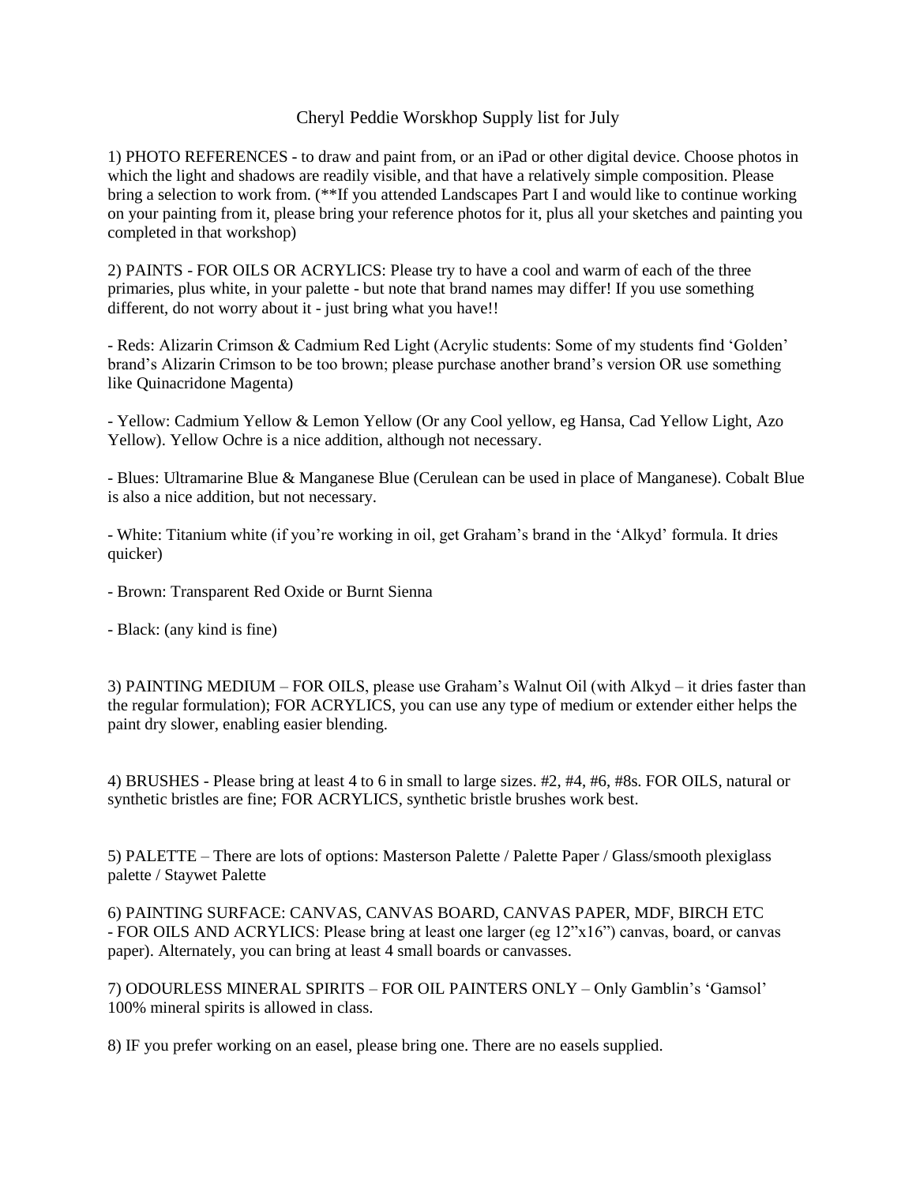# Cheryl Peddie Worskhop Supply list for July

1) PHOTO REFERENCES - to draw and paint from, or an iPad or other digital device. Choose photos in which the light and shadows are readily visible, and that have a relatively simple composition. Please bring a selection to work from. (**If you attended Landscapes Part I and would like to continue working on your painting from it, please bring your reference photos for it, plus all your sketches and painting you completed in that workshop)

2) PAINTS - FOR OILS OR ACRYLICS: Please try to have a cool and warm of each of the three primaries, plus white, in your palette - but note that brand names may differ! If you use something different, do not worry about it - just bring what you have!!

- Reds: Alizarin Crimson & Cadmium Red Light (Acrylic students: Some of my students find 'Golden' brand's Alizarin Crimson to be too brown; please purchase another brand's version OR use something like Quinacridone Magenta)

- Yellow: Cadmium Yellow & Lemon Yellow (Or any Cool yellow, eg Hansa, Cad Yellow Light, Azo Yellow). Yellow Ochre is a nice addition, although not necessary.

- Blues: Ultramarine Blue & Manganese Blue (Cerulean can be used in place of Manganese). Cobalt Blue is also a nice addition, but not necessary.

- White: Titanium white (if you're working in oil, get Graham's brand in the 'Alkyd' formula. It dries quicker)

- Brown: Transparent Red Oxide or Burnt Sienna

- Black: (any kind is fine)

3) PAINTING MEDIUM – FOR OILS, please use Graham's Walnut Oil (with Alkyd – it dries faster than the regular formulation); FOR ACRYLICS, you can use any type of medium or extender either helps the paint dry slower, enabling easier blending.

4) BRUSHES - Please bring at least 4 to 6 in small to large sizes. #2, #4, #6, #8s. FOR OILS, natural or synthetic bristles are fine; FOR ACRYLICS, synthetic bristle brushes work best.

5) PALETTE – There are lots of options: Masterson Palette / Palette Paper / Glass/smooth plexiglass palette / Staywet Palette

6) PAINTING SURFACE: CANVAS, CANVAS BOARD, CANVAS PAPER, MDF, BIRCH ETC
- FOR OILS AND ACRYLICS: Please bring at least one larger (eg 12"x16") canvas, board, or canvas paper). Alternately, you can bring at least 4 small boards or canvasses.

7) ODOURLESS MINERAL SPIRITS – FOR OIL PAINTERS ONLY – Only Gamblin's 'Gamsol' 100% mineral spirits is allowed in class.

8) IF you prefer working on an easel, please bring one. There are no easels supplied.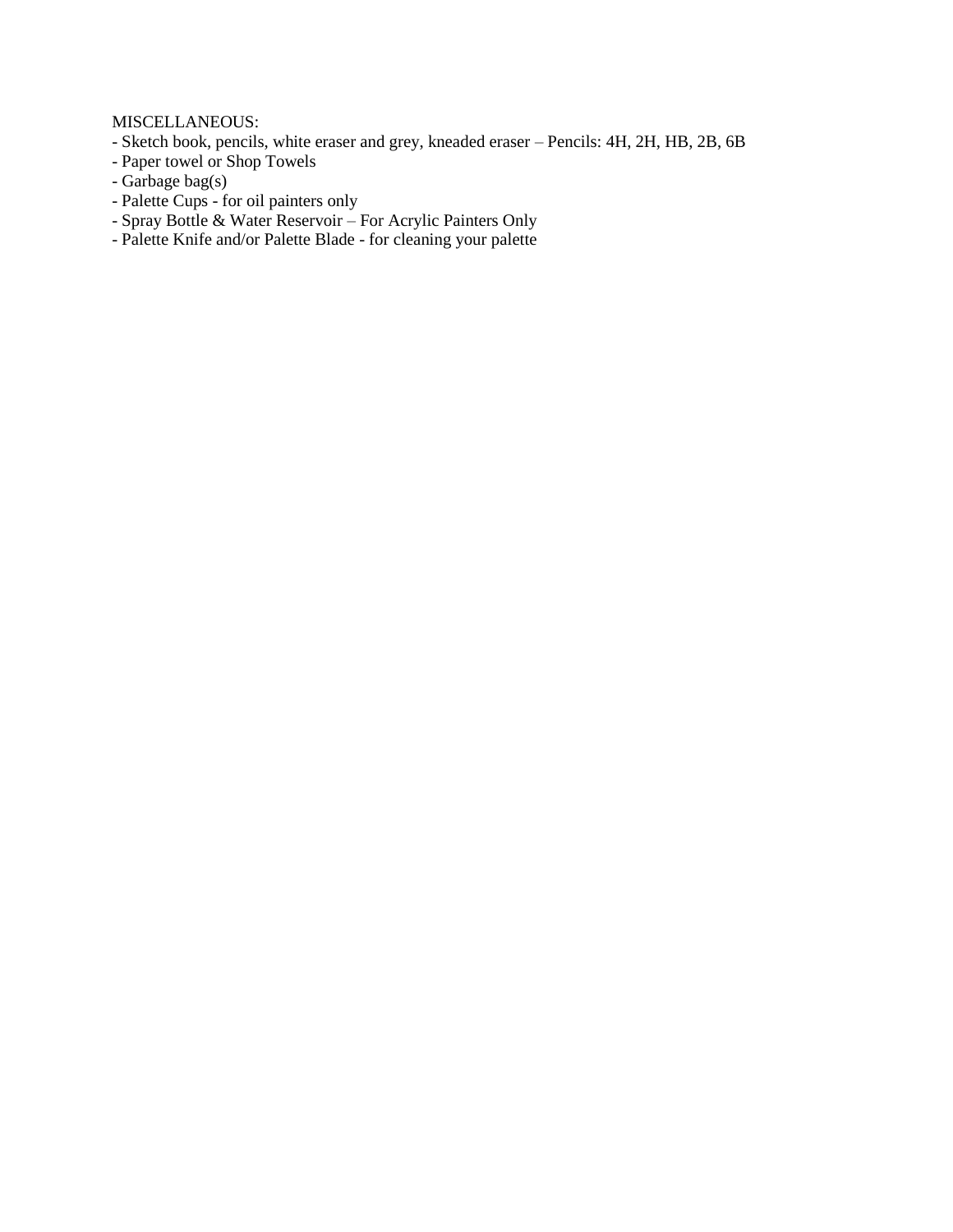MISCELLANEOUS:

- Sketch book, pencils, white eraser and grey, kneaded eraser – Pencils: 4H, 2H, HB, 2B, 6B
- Paper towel or Shop Towels
- Garbage bag(s)
- Palette Cups - for oil painters only
- Spray Bottle & Water Reservoir – For Acrylic Painters Only
- Palette Knife and/or Palette Blade - for cleaning your palette